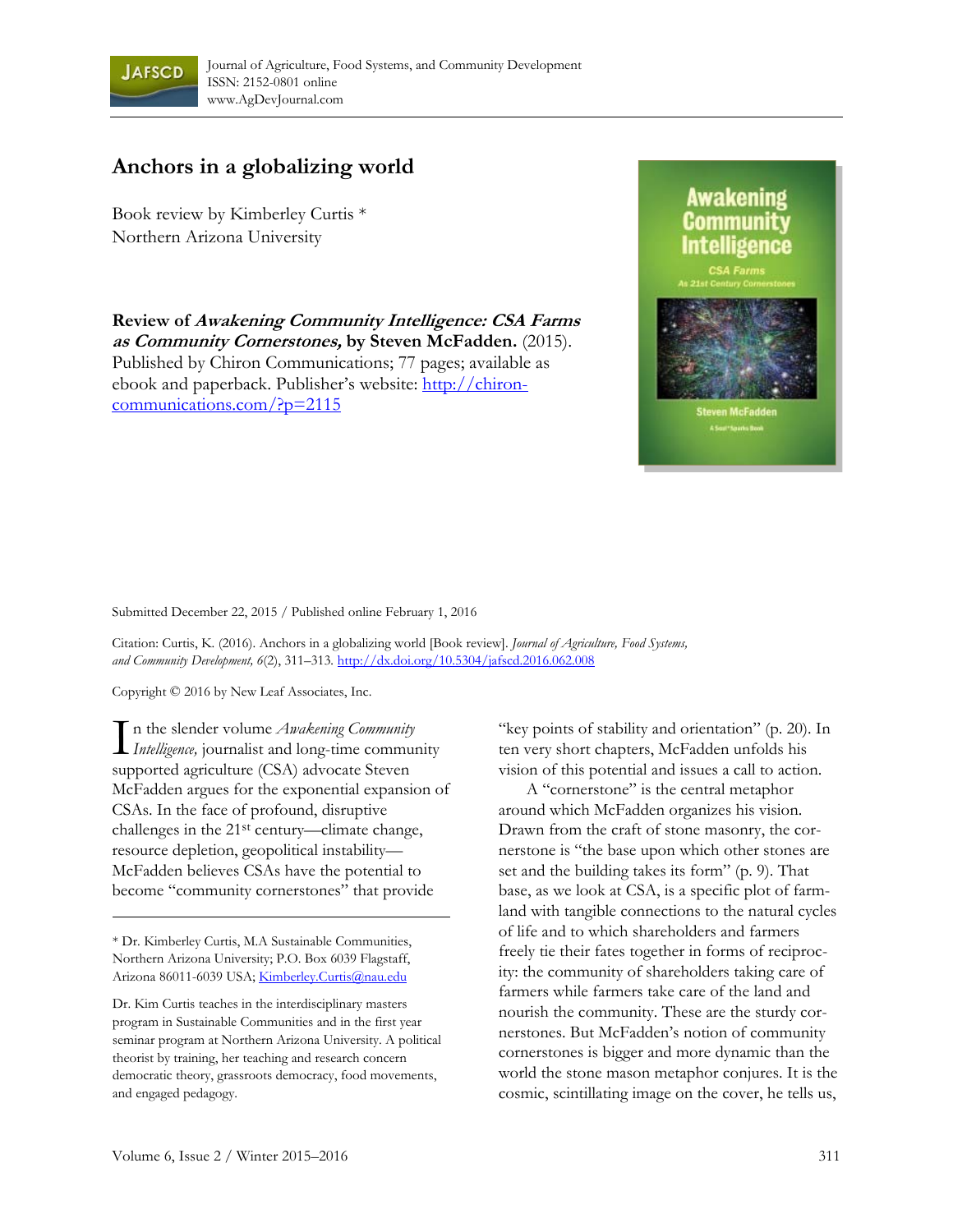Journal of Agriculture, Food Systems, and Community Development
ISSN: 2152-0801 online
www.AgDevJournal.com

# Anchors in a globalizing world

Book review by Kimberley Curtis *
Northern Arizona University

**Review of *Awakening Community Intelligence: CSA Farms as Community Cornerstones,* by Steven McFadden.** (2015). Published by Chiron Communications; 77 pages; available as ebook and paperback. Publisher's website: http://chiron-communications.com/?p=2115

Submitted December 22, 2015 / Published online February 1, 2016

Citation: Curtis, K. (2016). Anchors in a globalizing world [Book review]. *Journal of Agriculture, Food Systems, and Community Development, 6*(2), 311–313. http://dx.doi.org/10.5304/jafscd.2016.062.008

Copyright © 2016 by New Leaf Associates, Inc.

In the slender volume *Awakening Community Intelligence,* journalist and long-time community supported agriculture (CSA) advocate Steven McFadden argues for the exponential expansion of CSAs. In the face of profound, disruptive challenges in the 21st century—climate change, resource depletion, geopolitical instability—McFadden believes CSAs have the potential to become "community cornerstones" that provide "key points of stability and orientation" (p. 20). In ten very short chapters, McFadden unfolds his vision of this potential and issues a call to action.

A "cornerstone" is the central metaphor around which McFadden organizes his vision. Drawn from the craft of stone masonry, the cornerstone is "the base upon which other stones are set and the building takes its form" (p. 9). That base, as we look at CSA, is a specific plot of farmland with tangible connections to the natural cycles of life and to which shareholders and farmers freely tie their fates together in forms of reciprocity: the community of shareholders taking care of farmers while farmers take care of the land and nourish the community. These are the sturdy cornerstones. But McFadden's notion of community cornerstones is bigger and more dynamic than the world the stone mason metaphor conjures. It is the cosmic, scintillating image on the cover, he tells us,

---

* Dr. Kimberley Curtis, M.A Sustainable Communities, Northern Arizona University; P.O. Box 6039 Flagstaff, Arizona 86011-6039 USA; Kimberley.Curtis@nau.edu

Dr. Kim Curtis teaches in the interdisciplinary masters program in Sustainable Communities and in the first year seminar program at Northern Arizona University. A political theorist by training, her teaching and research concern democratic theory, grassroots democracy, food movements, and engaged pedagogy.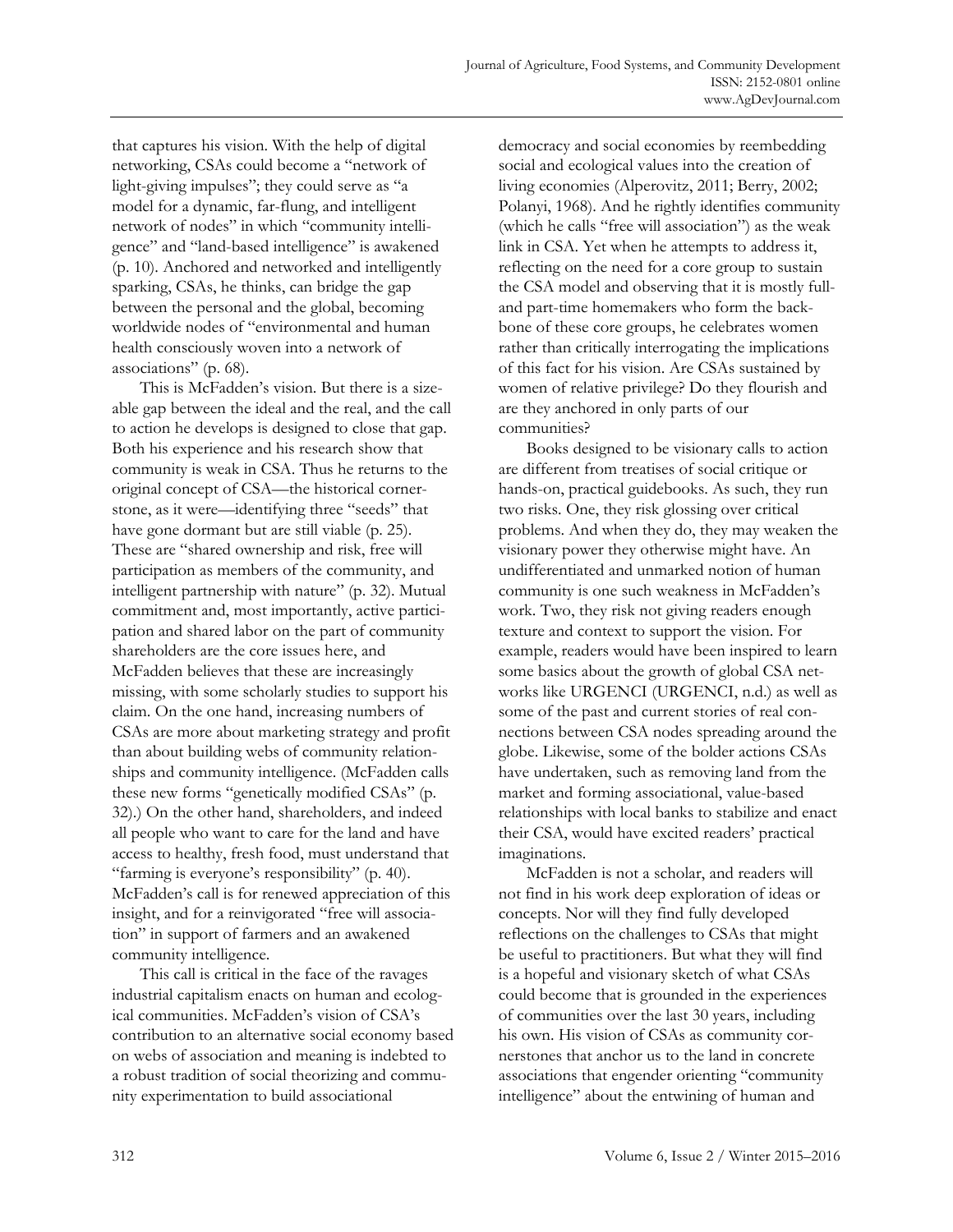that captures his vision. With the help of digital networking, CSAs could become a "network of light-giving impulses"; they could serve as "a model for a dynamic, far-flung, and intelligent network of nodes" in which "community intelligence" and "land-based intelligence" is awakened (p. 10). Anchored and networked and intelligently sparking, CSAs, he thinks, can bridge the gap between the personal and the global, becoming worldwide nodes of "environmental and human health consciously woven into a network of associations" (p. 68).

This is McFadden's vision. But there is a sizeable gap between the ideal and the real, and the call to action he develops is designed to close that gap. Both his experience and his research show that community is weak in CSA. Thus he returns to the original concept of CSA—the historical cornerstone, as it were—identifying three "seeds" that have gone dormant but are still viable (p. 25). These are "shared ownership and risk, free will participation as members of the community, and intelligent partnership with nature" (p. 32). Mutual commitment and, most importantly, active participation and shared labor on the part of community shareholders are the core issues here, and McFadden believes that these are increasingly missing, with some scholarly studies to support his claim. On the one hand, increasing numbers of CSAs are more about marketing strategy and profit than about building webs of community relationships and community intelligence. (McFadden calls these new forms "genetically modified CSAs" (p. 32).) On the other hand, shareholders, and indeed all people who want to care for the land and have access to healthy, fresh food, must understand that "farming is everyone's responsibility" (p. 40). McFadden's call is for renewed appreciation of this insight, and for a reinvigorated "free will association" in support of farmers and an awakened community intelligence.

This call is critical in the face of the ravages industrial capitalism enacts on human and ecological communities. McFadden's vision of CSA's contribution to an alternative social economy based on webs of association and meaning is indebted to a robust tradition of social theorizing and community experimentation to build associational democracy and social economies by reembedding social and ecological values into the creation of living economies (Alperovitz, 2011; Berry, 2002; Polanyi, 1968). And he rightly identifies community (which he calls "free will association") as the weak link in CSA. Yet when he attempts to address it, reflecting on the need for a core group to sustain the CSA model and observing that it is mostly full- and part-time homemakers who form the backbone of these core groups, he celebrates women rather than critically interrogating the implications of this fact for his vision. Are CSAs sustained by women of relative privilege? Do they flourish and are they anchored in only parts of our communities?

Books designed to be visionary calls to action are different from treatises of social critique or hands-on, practical guidebooks. As such, they run two risks. One, they risk glossing over critical problems. And when they do, they may weaken the visionary power they otherwise might have. An undifferentiated and unmarked notion of human community is one such weakness in McFadden's work. Two, they risk not giving readers enough texture and context to support the vision. For example, readers would have been inspired to learn some basics about the growth of global CSA networks like URGENCI (URGENCI, n.d.) as well as some of the past and current stories of real connections between CSA nodes spreading around the globe. Likewise, some of the bolder actions CSAs have undertaken, such as removing land from the market and forming associational, value-based relationships with local banks to stabilize and enact their CSA, would have excited readers' practical imaginations.

McFadden is not a scholar, and readers will not find in his work deep exploration of ideas or concepts. Nor will they find fully developed reflections on the challenges to CSAs that might be useful to practitioners. But what they will find is a hopeful and visionary sketch of what CSAs could become that is grounded in the experiences of communities over the last 30 years, including his own. His vision of CSAs as community cornerstones that anchor us to the land in concrete associations that engender orienting "community intelligence" about the entwining of human and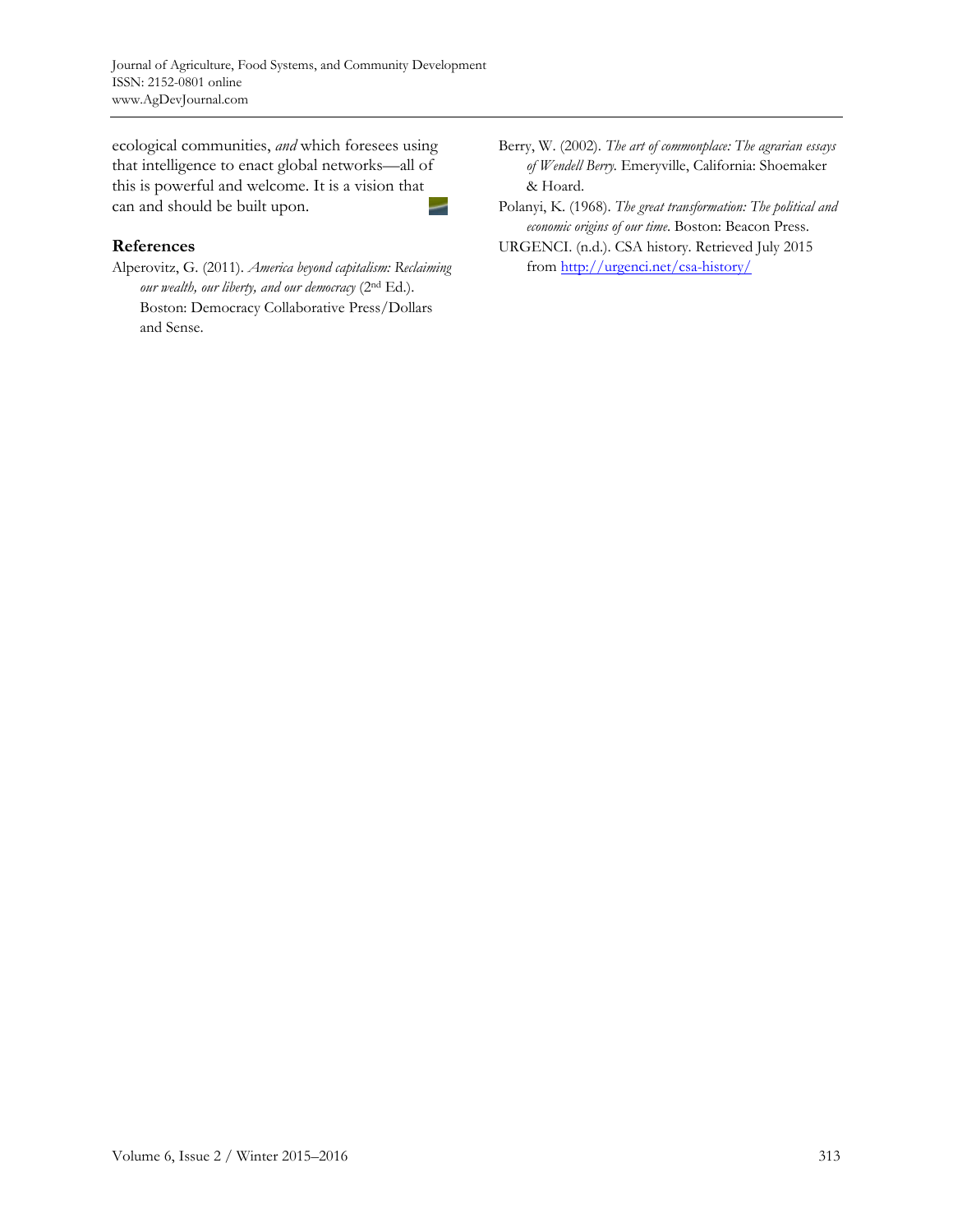ecological communities, *and* which foresees using that intelligence to enact global networks—all of this is powerful and welcome. It is a vision that can and should be built upon.

## References

Alperovitz, G. (2011). *America beyond capitalism: Reclaiming our wealth, our liberty, and our democracy* (2nd Ed.). Boston: Democracy Collaborative Press/Dollars and Sense.

Berry, W. (2002). *The art of commonplace: The agrarian essays of Wendell Berry.* Emeryville, California: Shoemaker & Hoard.

Polanyi, K. (1968). *The great transformation: The political and economic origins of our time.* Boston: Beacon Press.

URGENCI. (n.d.). CSA history. Retrieved July 2015 from http://urgenci.net/csa-history/